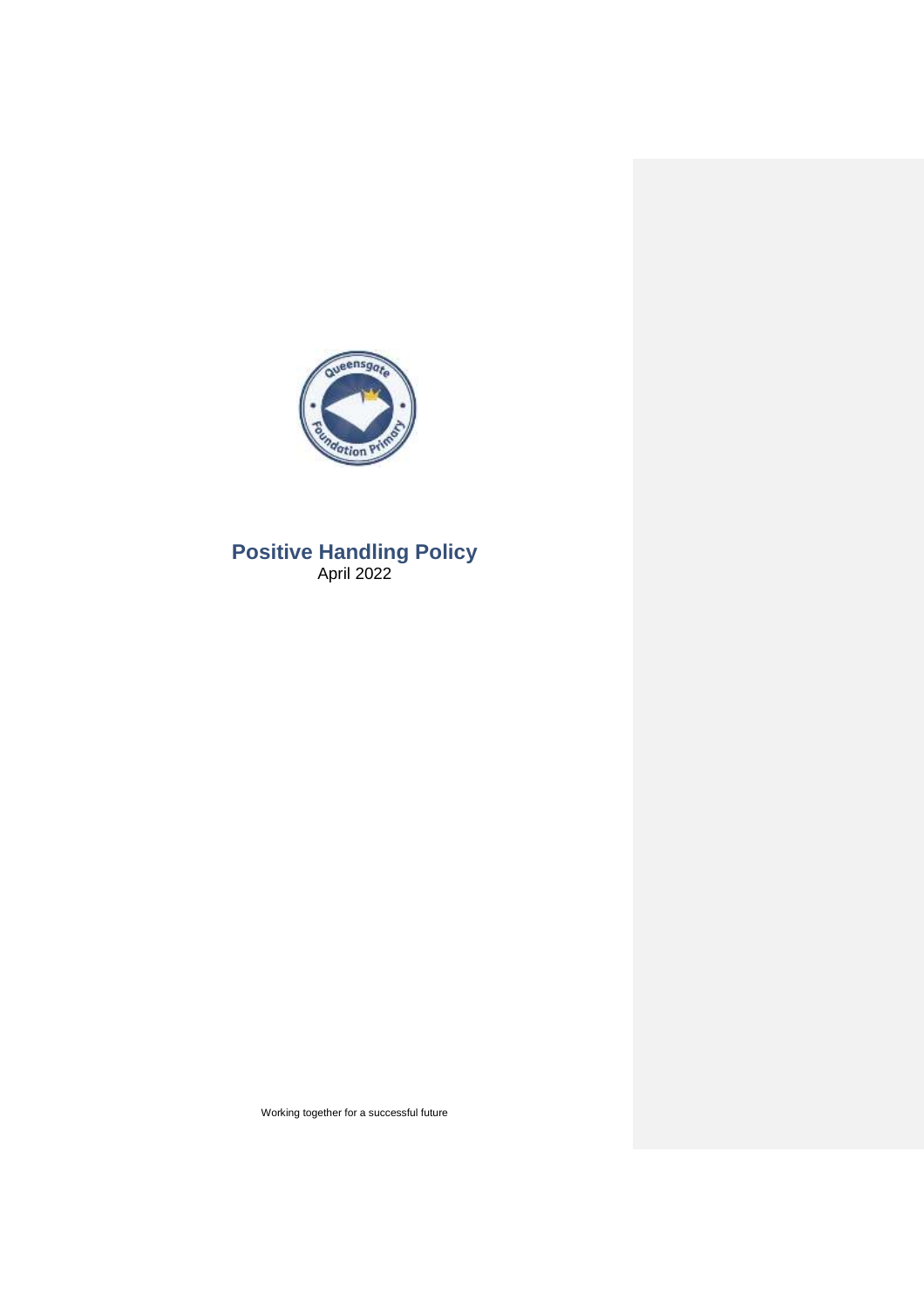# Positive Handling Policy

April 2022

Working together for a successful future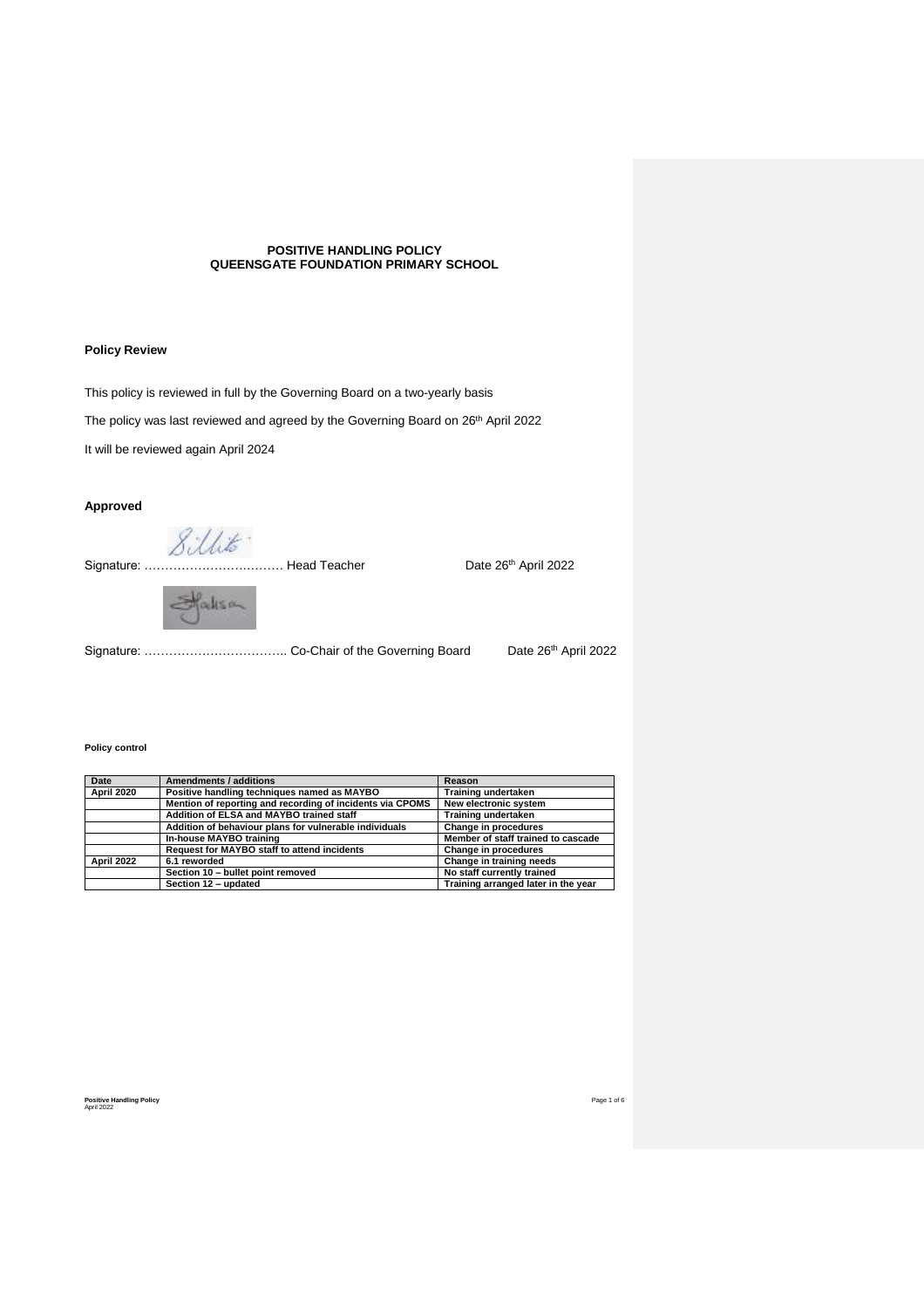**POSITIVE HANDLING POLICY**
**QUEENSGATE FOUNDATION PRIMARY SCHOOL**

**Policy Review**

This policy is reviewed in full by the Governing Board on a two-yearly basis

The policy was last reviewed and agreed by the Governing Board on 26th April 2022

It will be reviewed again April 2024

**Approved**

Signature: ……………………………… Head Teacher Date 26th April 2022

Signature: …………………………….. Co-Chair of the Governing Board Date 26th April 2022

**Policy control**

| Date | Amendments / additions | Reason |
|---|---|---|
| April 2020 | Positive handling techniques named as MAYBO | Training undertaken |
| | Mention of reporting and recording of incidents via CPOMS | New electronic system |
| | Addition of ELSA and MAYBO trained staff | Training undertaken |
| | Addition of behaviour plans for vulnerable individuals | Change in procedures |
| | In-house MAYBO training | Member of staff trained to cascade |
| | Request for MAYBO staff to attend incidents | Change in procedures |
| April 2022 | 6.1 reworded | Change in training needs |
| | Section 10 – bullet point removed | No staff currently trained |
| | Section 12 – updated | Training arranged later in the year |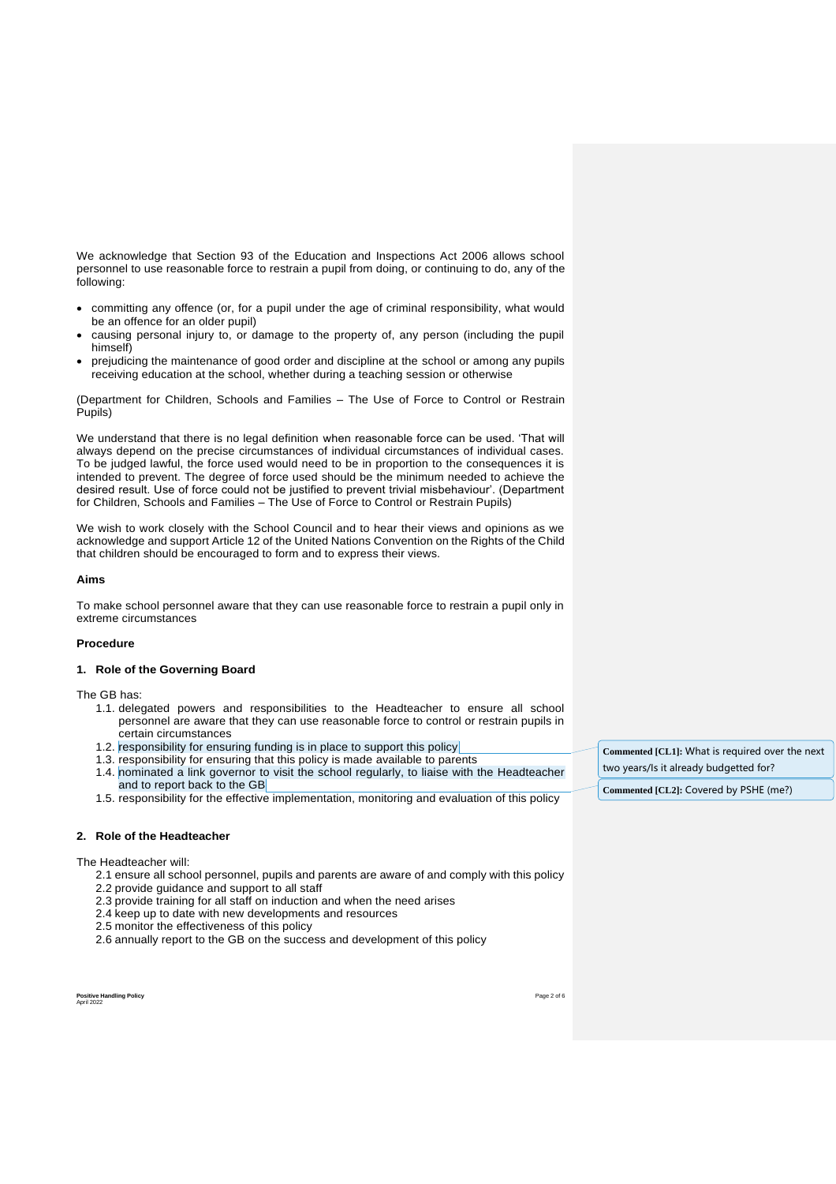We acknowledge that Section 93 of the Education and Inspections Act 2006 allows school personnel to use reasonable force to restrain a pupil from doing, or continuing to do, any of the following:

- committing any offence (or, for a pupil under the age of criminal responsibility, what would be an offence for an older pupil)
- causing personal injury to, or damage to the property of, any person (including the pupil himself)
- prejudicing the maintenance of good order and discipline at the school or among any pupils receiving education at the school, whether during a teaching session or otherwise

(Department for Children, Schools and Families – The Use of Force to Control or Restrain Pupils)

We understand that there is no legal definition when reasonable force can be used. 'That will always depend on the precise circumstances of individual circumstances of individual cases. To be judged lawful, the force used would need to be in proportion to the consequences it is intended to prevent. The degree of force used should be the minimum needed to achieve the desired result. Use of force could not be justified to prevent trivial misbehaviour'. (Department for Children, Schools and Families – The Use of Force to Control or Restrain Pupils)

We wish to work closely with the School Council and to hear their views and opinions as we acknowledge and support Article 12 of the United Nations Convention on the Rights of the Child that children should be encouraged to form and to express their views.

**Aims**

To make school personnel aware that they can use reasonable force to restrain a pupil only in extreme circumstances

**Procedure**

**1. Role of the Governing Board**

The GB has:

1.1. delegated powers and responsibilities to the Headteacher to ensure all school personnel are aware that they can use reasonable force to control or restrain pupils in certain circumstances
1.2. responsibility for ensuring funding is in place to support this policy
1.3. responsibility for ensuring that this policy is made available to parents
1.4. nominated a link governor to visit the school regularly, to liaise with the Headteacher and to report back to the GB
1.5. responsibility for the effective implementation, monitoring and evaluation of this policy

**Commented [CL1]:** What is required over the next two years/Is it already budgetted for?

**Commented [CL2]:** Covered by PSHE (me?)

**2. Role of the Headteacher**

The Headteacher will:

2.1 ensure all school personnel, pupils and parents are aware of and comply with this policy
2.2 provide guidance and support to all staff
2.3 provide training for all staff on induction and when the need arises
2.4 keep up to date with new developments and resources
2.5 monitor the effectiveness of this policy
2.6 annually report to the GB on the success and development of this policy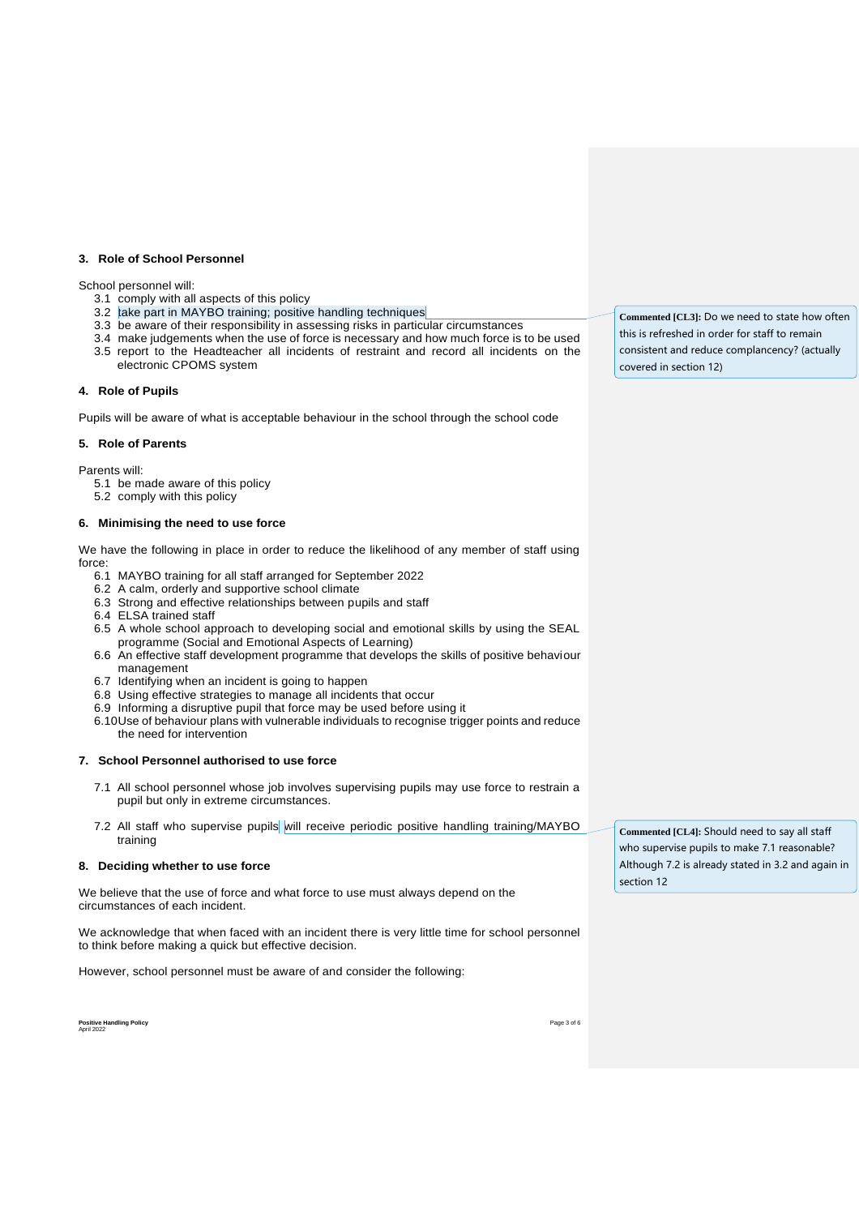## 3. Role of School Personnel

School personnel will:

3.1 comply with all aspects of this policy
3.2 take part in MAYBO training; positive handling techniques
3.3 be aware of their responsibility in assessing risks in particular circumstances
3.4 make judgements when the use of force is necessary and how much force is to be used
3.5 report to the Headteacher all incidents of restraint and record all incidents on the electronic CPOMS system

**Commented [CL3]:** Do we need to state how often this is refreshed in order for staff to remain consistent and reduce complancency? (actually covered in section 12)

## 4. Role of Pupils

Pupils will be aware of what is acceptable behaviour in the school through the school code

## 5. Role of Parents

Parents will:

5.1 be made aware of this policy
5.2 comply with this policy

## 6. Minimising the need to use force

We have the following in place in order to reduce the likelihood of any member of staff using force:

6.1 MAYBO training for all staff arranged for September 2022
6.2 A calm, orderly and supportive school climate
6.3 Strong and effective relationships between pupils and staff
6.4 ELSA trained staff
6.5 A whole school approach to developing social and emotional skills by using the SEAL programme (Social and Emotional Aspects of Learning)
6.6 An effective staff development programme that develops the skills of positive behaviour management
6.7 Identifying when an incident is going to happen
6.8 Using effective strategies to manage all incidents that occur
6.9 Informing a disruptive pupil that force may be used before using it
6.10 Use of behaviour plans with vulnerable individuals to recognise trigger points and reduce the need for intervention

## 7. School Personnel authorised to use force

7.1 All school personnel whose job involves supervising pupils may use force to restrain a pupil but only in extreme circumstances.

7.2 All staff who supervise pupils will receive periodic positive handling training/MAYBO training

**Commented [CL4]:** Should need to say all staff who supervise pupils to make 7.1 reasonable? Although 7.2 is already stated in 3.2 and again in section 12

## 8. Deciding whether to use force

We believe that the use of force and what force to use must always depend on the circumstances of each incident.

We acknowledge that when faced with an incident there is very little time for school personnel to think before making a quick but effective decision.

However, school personnel must be aware of and consider the following: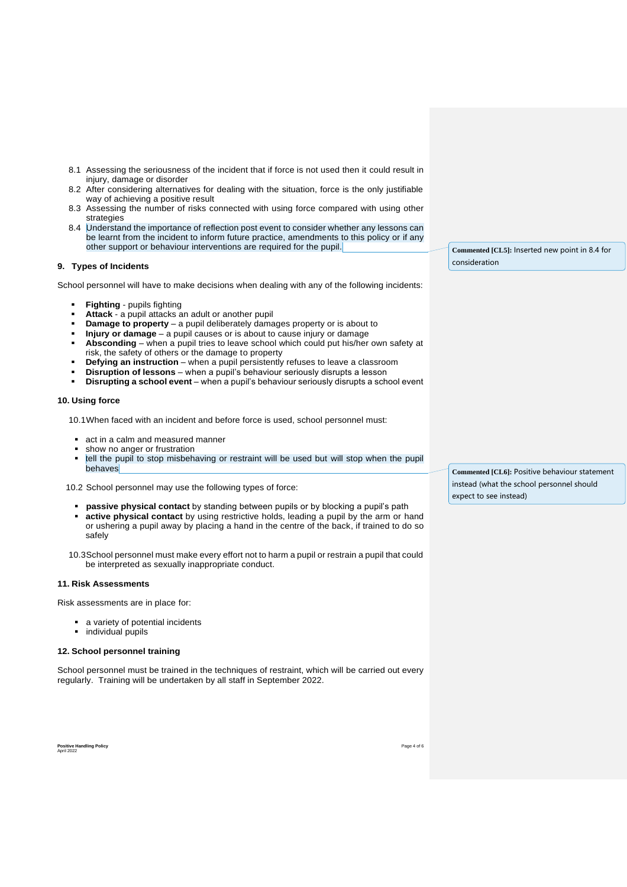8.1 Assessing the seriousness of the incident that if force is not used then it could result in injury, damage or disorder
8.2 After considering alternatives for dealing with the situation, force is the only justifiable way of achieving a positive result
8.3 Assessing the number of risks connected with using force compared with using other strategies
8.4 Understand the importance of reflection post event to consider whether any lessons can be learnt from the incident to inform future practice, amendments to this policy or if any other support or behaviour interventions are required for the pupil.

**Commented [CL5]:** Inserted new point in 8.4 for consideration

### 9. Types of Incidents

School personnel will have to make decisions when dealing with any of the following incidents:

- **Fighting** - pupils fighting
- **Attack** - a pupil attacks an adult or another pupil
- **Damage to property** – a pupil deliberately damages property or is about to
- **Injury or damage** – a pupil causes or is about to cause injury or damage
- **Absconding** – when a pupil tries to leave school which could put his/her own safety at risk, the safety of others or the damage to property
- **Defying an instruction** – when a pupil persistently refuses to leave a classroom
- **Disruption of lessons** – when a pupil's behaviour seriously disrupts a lesson
- **Disrupting a school event** – when a pupil's behaviour seriously disrupts a school event

### 10. Using force

10.1 When faced with an incident and before force is used, school personnel must:

- act in a calm and measured manner
- show no anger or frustration
- tell the pupil to stop misbehaving or restraint will be used but will stop when the pupil behaves

**Commented [CL6]:** Positive behaviour statement instead (what the school personnel should expect to see instead)

10.2 School personnel may use the following types of force:

- **passive physical contact** by standing between pupils or by blocking a pupil's path
- **active physical contact** by using restrictive holds, leading a pupil by the arm or hand or ushering a pupil away by placing a hand in the centre of the back, if trained to do so safely

10.3 School personnel must make every effort not to harm a pupil or restrain a pupil that could be interpreted as sexually inappropriate conduct.

### 11. Risk Assessments

Risk assessments are in place for:

- a variety of potential incidents
- individual pupils

### 12. School personnel training

School personnel must be trained in the techniques of restraint, which will be carried out every regularly. Training will be undertaken by all staff in September 2022.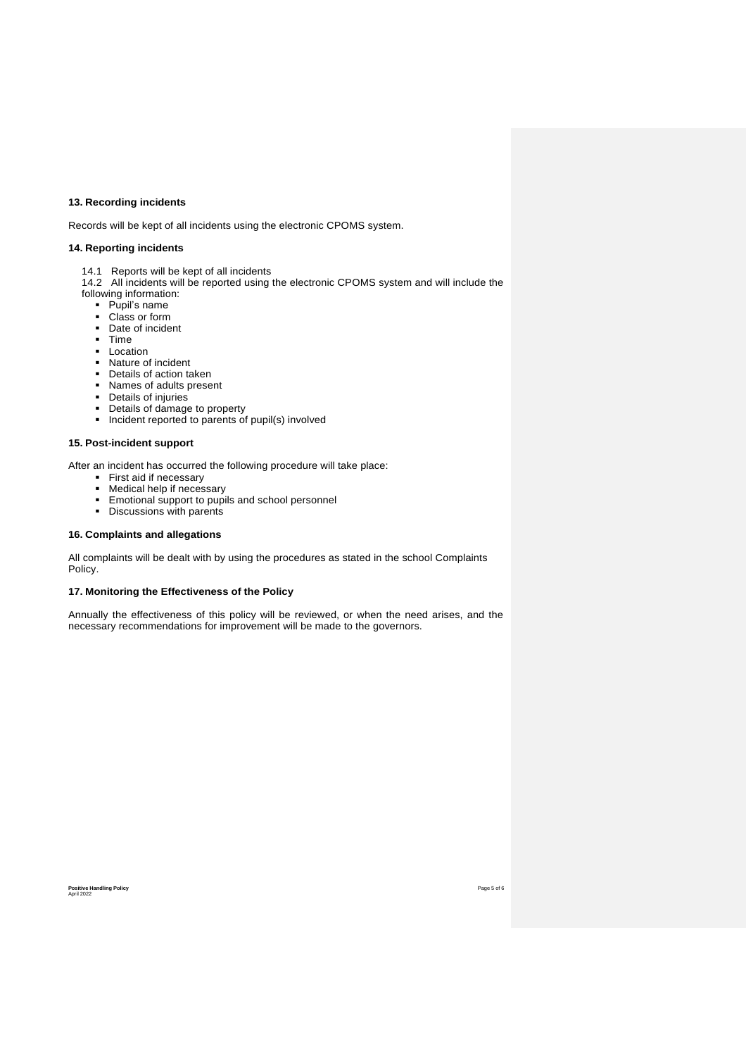### 13. Recording incidents

Records will be kept of all incidents using the electronic CPOMS system.

### 14. Reporting incidents

14.1 Reports will be kept of all incidents

14.2 All incidents will be reported using the electronic CPOMS system and will include the following information:

- Pupil's name
- Class or form
- Date of incident
- Time
- Location
- Nature of incident
- Details of action taken
- Names of adults present
- Details of injuries
- Details of damage to property
- Incident reported to parents of pupil(s) involved

### 15. Post-incident support

After an incident has occurred the following procedure will take place:

- First aid if necessary
- Medical help if necessary
- Emotional support to pupils and school personnel
- Discussions with parents

### 16. Complaints and allegations

All complaints will be dealt with by using the procedures as stated in the school Complaints Policy.

### 17. Monitoring the Effectiveness of the Policy

Annually the effectiveness of this policy will be reviewed, or when the need arises, and the necessary recommendations for improvement will be made to the governors.